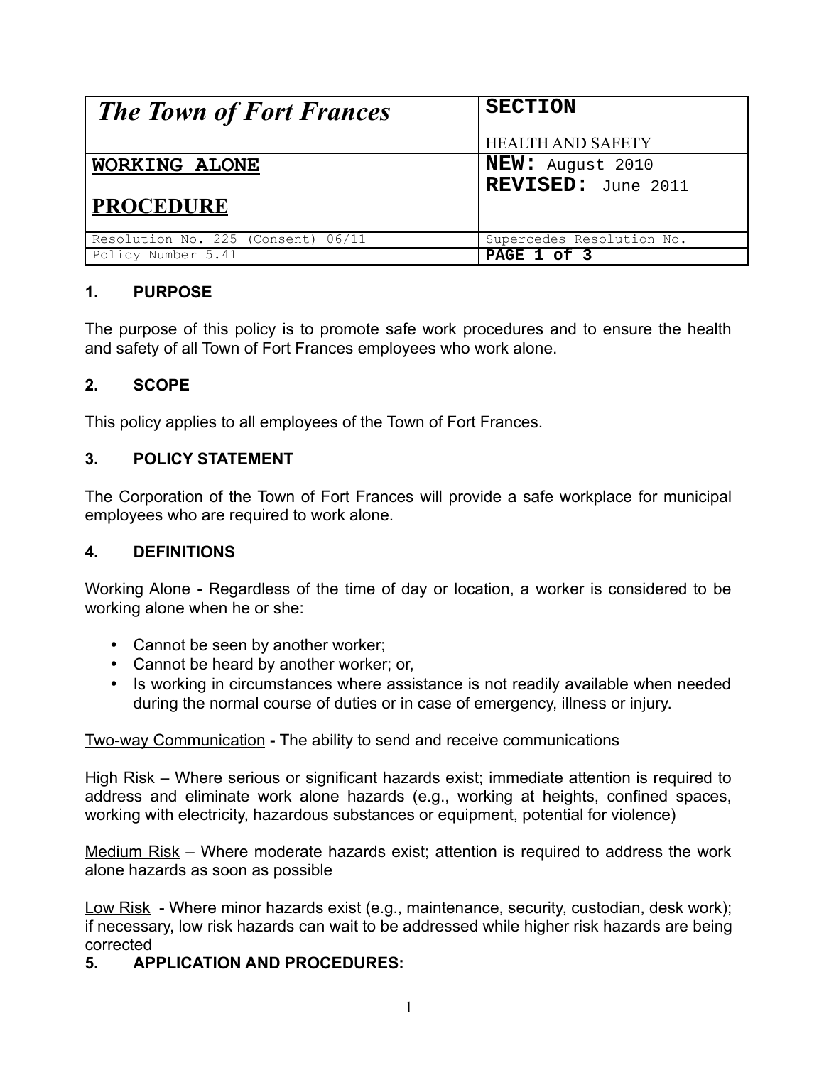| The Town of Fort Frances | SECTION<br><br>HEALTH AND SAFETY |
|---|---|
| **WORKING ALONE**<br><br>**PROCEDURE** | **NEW:** August 2010<br>**REVISED:** June 2011 |
| Resolution No. 225 (Consent) 06/11 | Supercedes Resolution No. |
| Policy Number 5.41 | **PAGE 1 of 3** |

## 1. PURPOSE

The purpose of this policy is to promote safe work procedures and to ensure the health and safety of all Town of Fort Frances employees who work alone.

## 2. SCOPE

This policy applies to all employees of the Town of Fort Frances.

## 3. POLICY STATEMENT

The Corporation of the Town of Fort Frances will provide a safe workplace for municipal employees who are required to work alone.

## 4. DEFINITIONS

Working Alone **-** Regardless of the time of day or location, a worker is considered to be working alone when he or she:

- Cannot be seen by another worker;
- Cannot be heard by another worker; or,
- Is working in circumstances where assistance is not readily available when needed during the normal course of duties or in case of emergency, illness or injury.

Two-way Communication **-** The ability to send and receive communications

High Risk – Where serious or significant hazards exist; immediate attention is required to address and eliminate work alone hazards (e.g., working at heights, confined spaces, working with electricity, hazardous substances or equipment, potential for violence)

Medium Risk – Where moderate hazards exist; attention is required to address the work alone hazards as soon as possible

Low Risk - Where minor hazards exist (e.g., maintenance, security, custodian, desk work); if necessary, low risk hazards can wait to be addressed while higher risk hazards are being corrected

## 5. APPLICATION AND PROCEDURES: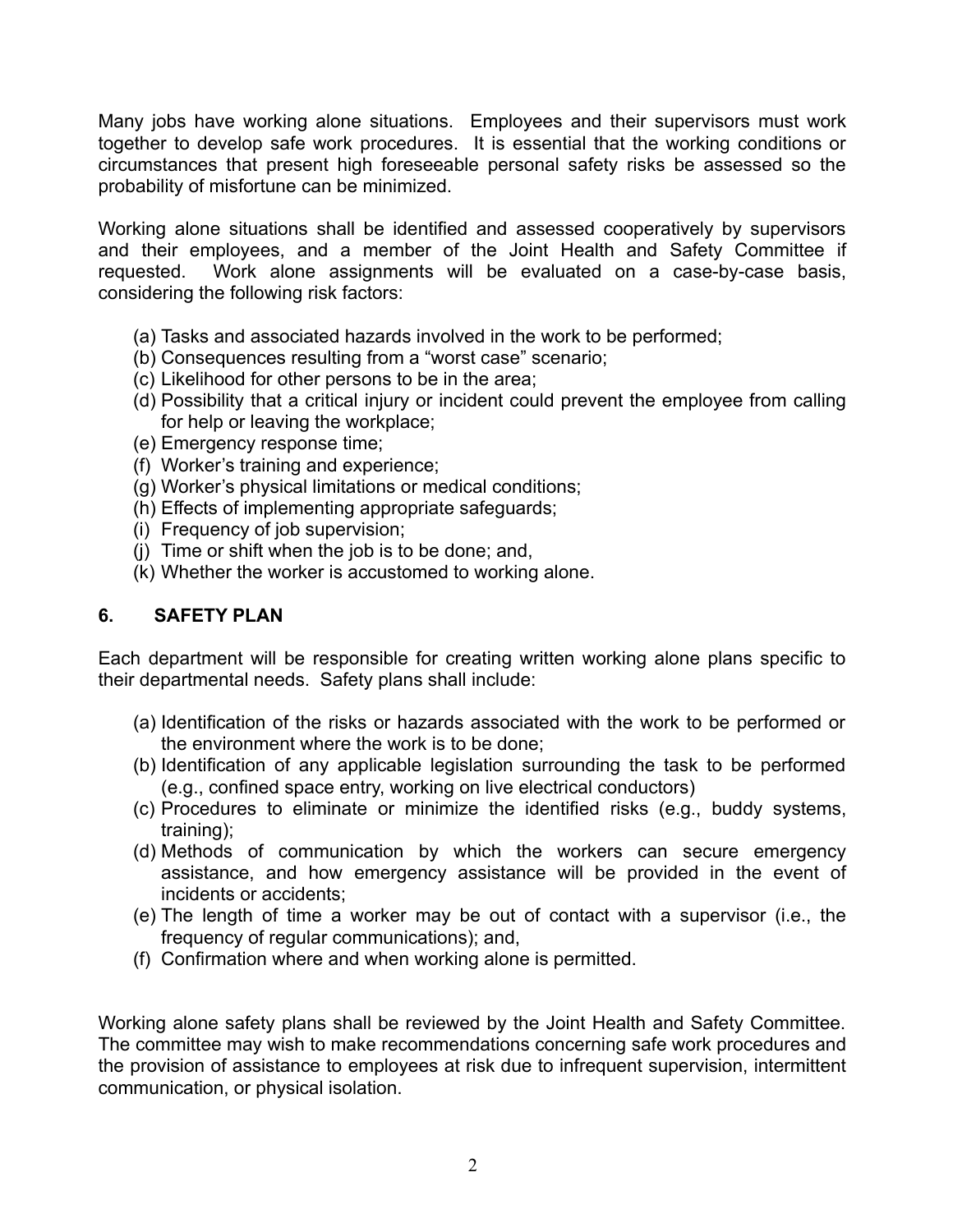Many jobs have working alone situations. Employees and their supervisors must work together to develop safe work procedures. It is essential that the working conditions or circumstances that present high foreseeable personal safety risks be assessed so the probability of misfortune can be minimized.

Working alone situations shall be identified and assessed cooperatively by supervisors and their employees, and a member of the Joint Health and Safety Committee if requested. Work alone assignments will be evaluated on a case-by-case basis, considering the following risk factors:

(a) Tasks and associated hazards involved in the work to be performed;
(b) Consequences resulting from a "worst case" scenario;
(c) Likelihood for other persons to be in the area;
(d) Possibility that a critical injury or incident could prevent the employee from calling for help or leaving the workplace;
(e) Emergency response time;
(f) Worker's training and experience;
(g) Worker's physical limitations or medical conditions;
(h) Effects of implementing appropriate safeguards;
(i) Frequency of job supervision;
(j) Time or shift when the job is to be done; and,
(k) Whether the worker is accustomed to working alone.

## 6. SAFETY PLAN

Each department will be responsible for creating written working alone plans specific to their departmental needs. Safety plans shall include:

(a) Identification of the risks or hazards associated with the work to be performed or the environment where the work is to be done;
(b) Identification of any applicable legislation surrounding the task to be performed (e.g., confined space entry, working on live electrical conductors)
(c) Procedures to eliminate or minimize the identified risks (e.g., buddy systems, training);
(d) Methods of communication by which the workers can secure emergency assistance, and how emergency assistance will be provided in the event of incidents or accidents;
(e) The length of time a worker may be out of contact with a supervisor (i.e., the frequency of regular communications); and,
(f) Confirmation where and when working alone is permitted.

Working alone safety plans shall be reviewed by the Joint Health and Safety Committee. The committee may wish to make recommendations concerning safe work procedures and the provision of assistance to employees at risk due to infrequent supervision, intermittent communication, or physical isolation.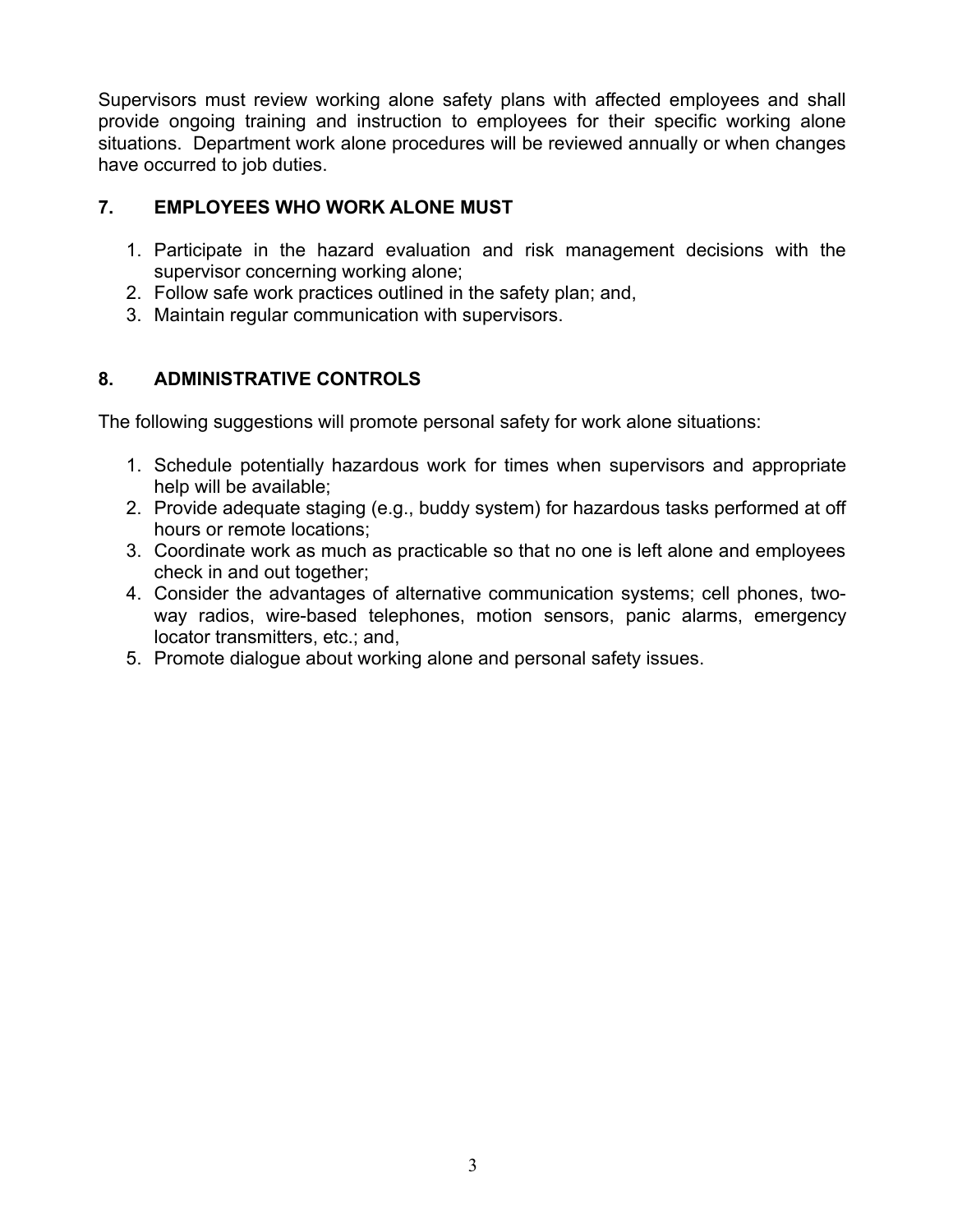Supervisors must review working alone safety plans with affected employees and shall provide ongoing training and instruction to employees for their specific working alone situations. Department work alone procedures will be reviewed annually or when changes have occurred to job duties.

## 7. EMPLOYEES WHO WORK ALONE MUST

1. Participate in the hazard evaluation and risk management decisions with the supervisor concerning working alone;
2. Follow safe work practices outlined in the safety plan; and,
3. Maintain regular communication with supervisors.

## 8. ADMINISTRATIVE CONTROLS

The following suggestions will promote personal safety for work alone situations:

1. Schedule potentially hazardous work for times when supervisors and appropriate help will be available;
2. Provide adequate staging (e.g., buddy system) for hazardous tasks performed at off hours or remote locations;
3. Coordinate work as much as practicable so that no one is left alone and employees check in and out together;
4. Consider the advantages of alternative communication systems; cell phones, two-way radios, wire-based telephones, motion sensors, panic alarms, emergency locator transmitters, etc.; and,
5. Promote dialogue about working alone and personal safety issues.